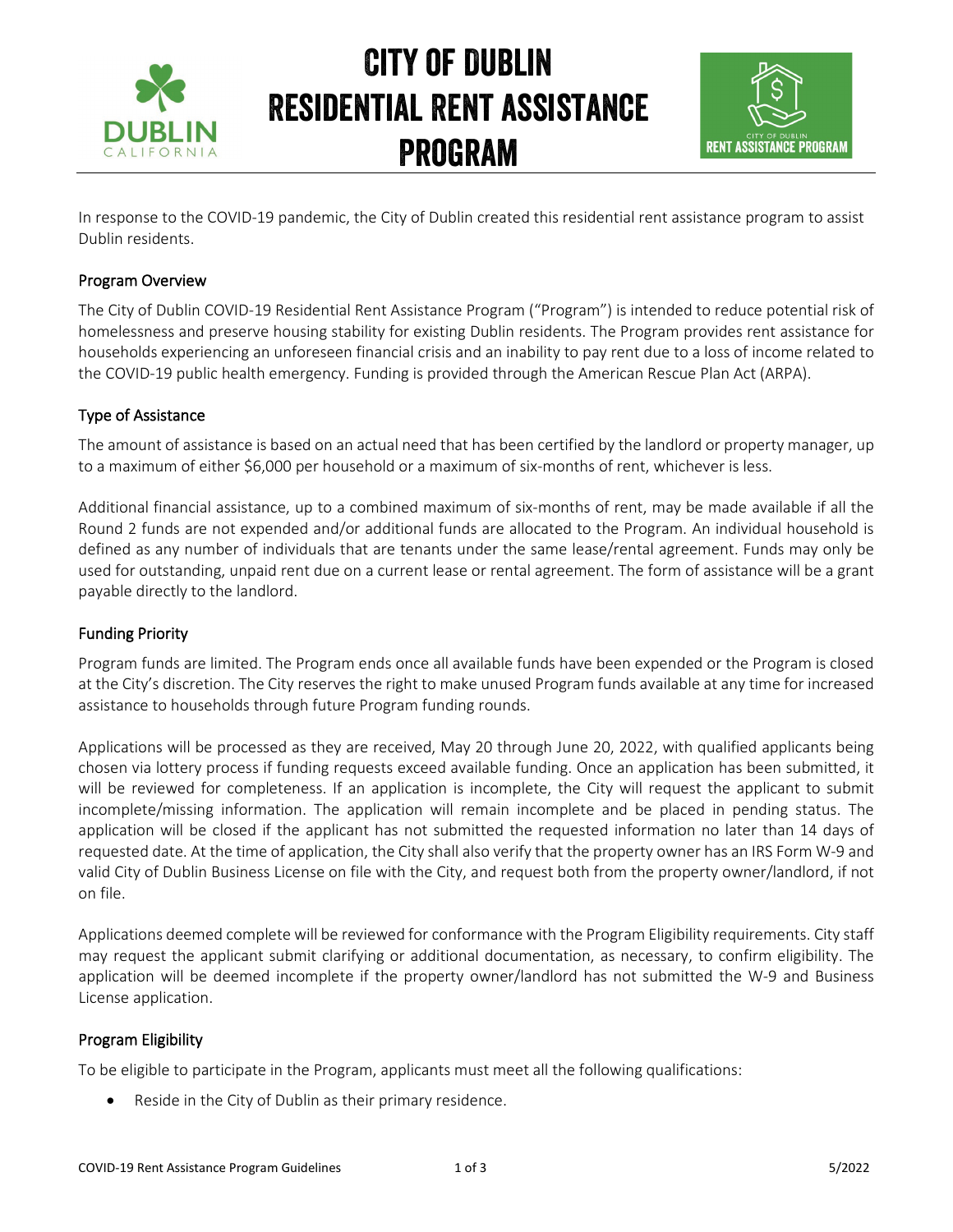# CITY OF DUBLIN RESIDENTIAL RENT ASSISTANCE PROGRAM

In response to the COVID-19 pandemic, the City of Dublin created this residential rent assistance program to assist Dublin residents.

## Program Overview

The City of Dublin COVID-19 Residential Rent Assistance Program ("Program") is intended to reduce potential risk of homelessness and preserve housing stability for existing Dublin residents. The Program provides rent assistance for households experiencing an unforeseen financial crisis and an inability to pay rent due to a loss of income related to the COVID-19 public health emergency. Funding is provided through the American Rescue Plan Act (ARPA).

## Type of Assistance

The amount of assistance is based on an actual need that has been certified by the landlord or property manager, up to a maximum of either $6,000 per household or a maximum of six-months of rent, whichever is less.

Additional financial assistance, up to a combined maximum of six-months of rent, may be made available if all the Round 2 funds are not expended and/or additional funds are allocated to the Program. An individual household is defined as any number of individuals that are tenants under the same lease/rental agreement. Funds may only be used for outstanding, unpaid rent due on a current lease or rental agreement. The form of assistance will be a grant payable directly to the landlord.

## Funding Priority

Program funds are limited. The Program ends once all available funds have been expended or the Program is closed at the City's discretion. The City reserves the right to make unused Program funds available at any time for increased assistance to households through future Program funding rounds.

Applications will be processed as they are received, May 20 through June 20, 2022, with qualified applicants being chosen via lottery process if funding requests exceed available funding. Once an application has been submitted, it will be reviewed for completeness. If an application is incomplete, the City will request the applicant to submit incomplete/missing information. The application will remain incomplete and be placed in pending status. The application will be closed if the applicant has not submitted the requested information no later than 14 days of requested date. At the time of application, the City shall also verify that the property owner has an IRS Form W-9 and valid City of Dublin Business License on file with the City, and request both from the property owner/landlord, if not on file.

Applications deemed complete will be reviewed for conformance with the Program Eligibility requirements. City staff may request the applicant submit clarifying or additional documentation, as necessary, to confirm eligibility. The application will be deemed incomplete if the property owner/landlord has not submitted the W-9 and Business License application.

## Program Eligibility

To be eligible to participate in the Program, applicants must meet all the following qualifications:

- Reside in the City of Dublin as their primary residence.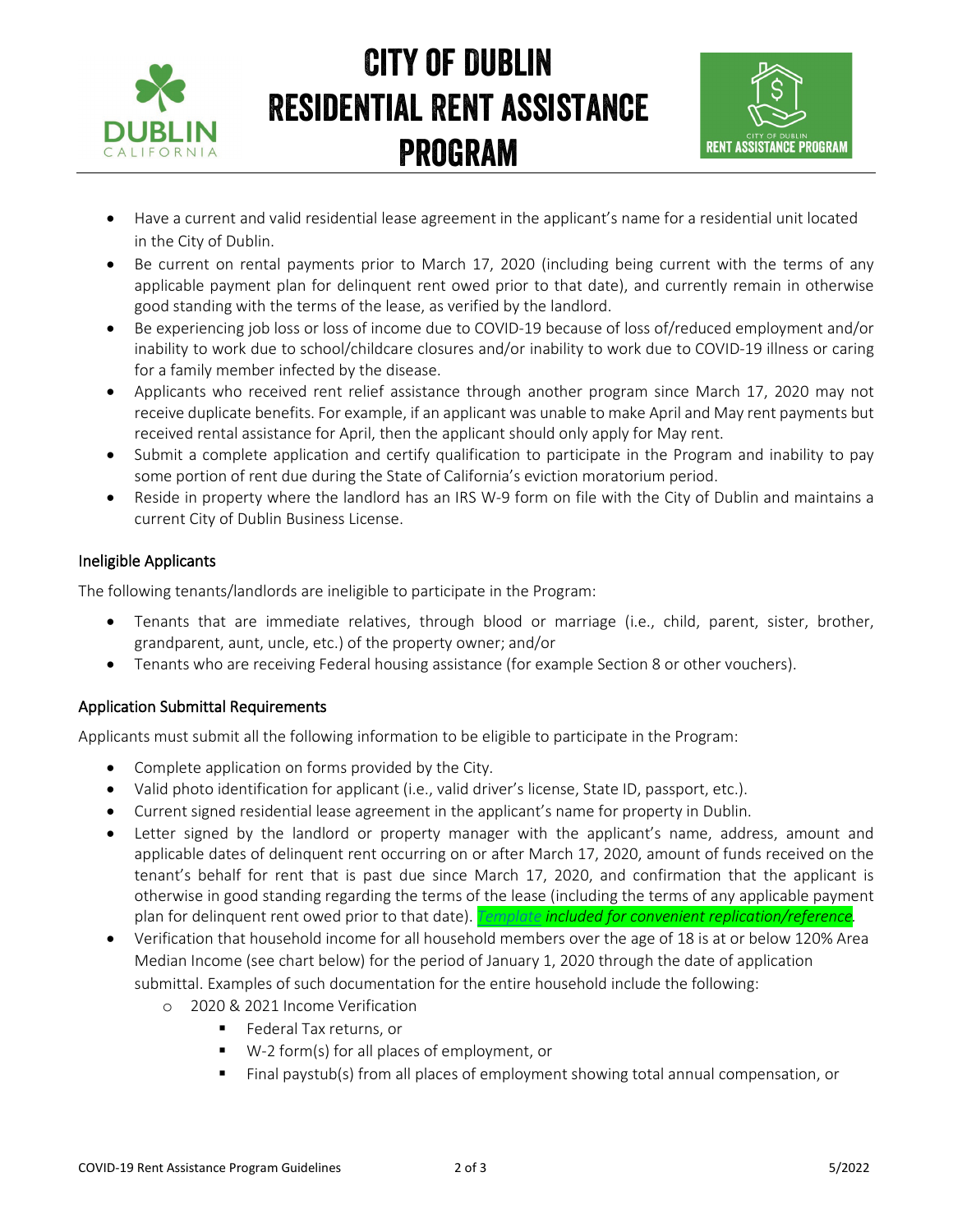# CITY OF DUBLIN RESIDENTIAL RENT ASSISTANCE PROGRAM

- Have a current and valid residential lease agreement in the applicant's name for a residential unit located in the City of Dublin.
- Be current on rental payments prior to March 17, 2020 (including being current with the terms of any applicable payment plan for delinquent rent owed prior to that date), and currently remain in otherwise good standing with the terms of the lease, as verified by the landlord.
- Be experiencing job loss or loss of income due to COVID-19 because of loss of/reduced employment and/or inability to work due to school/childcare closures and/or inability to work due to COVID-19 illness or caring for a family member infected by the disease.
- Applicants who received rent relief assistance through another program since March 17, 2020 may not receive duplicate benefits. For example, if an applicant was unable to make April and May rent payments but received rental assistance for April, then the applicant should only apply for May rent.
- Submit a complete application and certify qualification to participate in the Program and inability to pay some portion of rent due during the State of California's eviction moratorium period.
- Reside in property where the landlord has an IRS W-9 form on file with the City of Dublin and maintains a current City of Dublin Business License.

### Ineligible Applicants

The following tenants/landlords are ineligible to participate in the Program:

- Tenants that are immediate relatives, through blood or marriage (i.e., child, parent, sister, brother, grandparent, aunt, uncle, etc.) of the property owner; and/or
- Tenants who are receiving Federal housing assistance (for example Section 8 or other vouchers).

### Application Submittal Requirements

Applicants must submit all the following information to be eligible to participate in the Program:

- Complete application on forms provided by the City.
- Valid photo identification for applicant (i.e., valid driver's license, State ID, passport, etc.).
- Current signed residential lease agreement in the applicant's name for property in Dublin.
- Letter signed by the landlord or property manager with the applicant's name, address, amount and applicable dates of delinquent rent occurring on or after March 17, 2020, amount of funds received on the tenant's behalf for rent that is past due since March 17, 2020, and confirmation that the applicant is otherwise in good standing regarding the terms of the lease (including the terms of any applicable payment plan for delinquent rent owed prior to that date). ***Template included for convenient replication/reference.***
- Verification that household income for all household members over the age of 18 is at or below 120% Area Median Income (see chart below) for the period of January 1, 2020 through the date of application submittal. Examples of such documentation for the entire household include the following:
  - 2020 & 2021 Income Verification
    - Federal Tax returns, or
    - W-2 form(s) for all places of employment, or
    - Final paystub(s) from all places of employment showing total annual compensation, or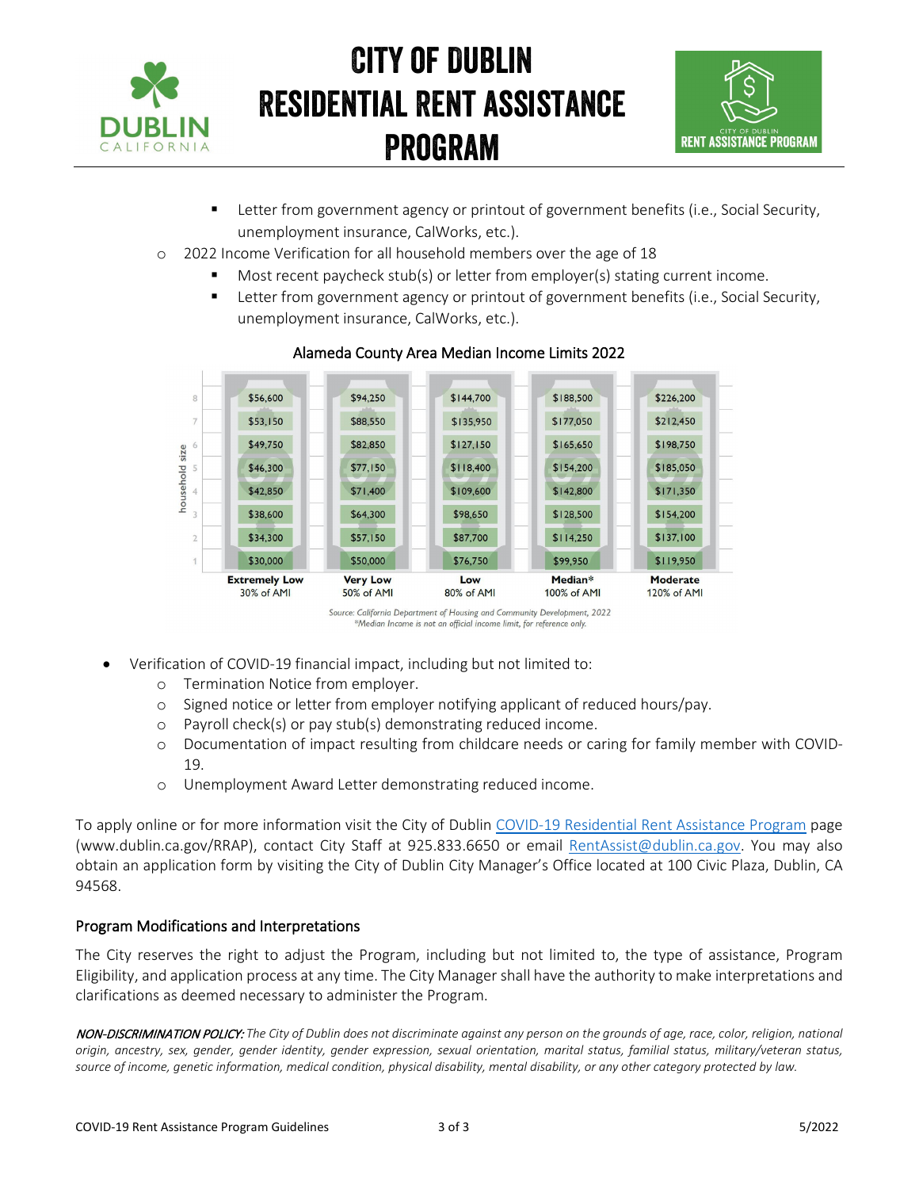- Letter from government agency or printout of government benefits (i.e., Social Security, unemployment insurance, CalWorks, etc.).
  - 2022 Income Verification for all household members over the age of 18
    - Most recent paycheck stub(s) or letter from employer(s) stating current income.
    - Letter from government agency or printout of government benefits (i.e., Social Security, unemployment insurance, CalWorks, etc.).

### Alameda County Area Median Income Limits 2022

| household size | Extremely Low 30% of AMI | Very Low 50% of AMI | Low 80% of AMI | Median* 100% of AMI | Moderate 120% of AMI |
|---|---|---|---|---|---|
| 8 | $56,600 | $94,250 | $144,700 | $188,500 | $226,200 |
| 7 | $53,150 | $88,550 | $135,950 | $177,050 | $212,450 |
| 6 | $49,750 | $82,850 | $127,150 | $165,650 | $198,750 |
| 5 | $46,300 | $77,150 | $118,400 | $154,200 | $185,050 |
| 4 | $42,850 | $71,400 | $109,600 | $142,800 | $171,350 |
| 3 | $38,600 | $64,300 | $98,650 | $128,500 | $154,200 |
| 2 | $34,300 | $57,150 | $87,700 | $114,250 | $137,100 |
| 1 | $30,000 | $50,000 | $76,750 | $99,950 | $119,950 |

*Source: California Department of Housing and Community Development, 2022*
*\*Median Income is not an official income limit, for reference only.*

- Verification of COVID-19 financial impact, including but not limited to:
  - Termination Notice from employer.
  - Signed notice or letter from employer notifying applicant of reduced hours/pay.
  - Payroll check(s) or pay stub(s) demonstrating reduced income.
  - Documentation of impact resulting from childcare needs or caring for family member with COVID-19.
  - Unemployment Award Letter demonstrating reduced income.

To apply online or for more information visit the City of Dublin COVID-19 Residential Rent Assistance Program page (www.dublin.ca.gov/RRAP), contact City Staff at 925.833.6650 or email RentAssist@dublin.ca.gov. You may also obtain an application form by visiting the City of Dublin City Manager's Office located at 100 Civic Plaza, Dublin, CA 94568.

## Program Modifications and Interpretations

The City reserves the right to adjust the Program, including but not limited to, the type of assistance, Program Eligibility, and application process at any time. The City Manager shall have the authority to make interpretations and clarifications as deemed necessary to administer the Program.

***NON-DISCRIMINATION POLICY:*** *The City of Dublin does not discriminate against any person on the grounds of age, race, color, religion, national origin, ancestry, sex, gender, gender identity, gender expression, sexual orientation, marital status, familial status, military/veteran status, source of income, genetic information, medical condition, physical disability, mental disability, or any other category protected by law.*